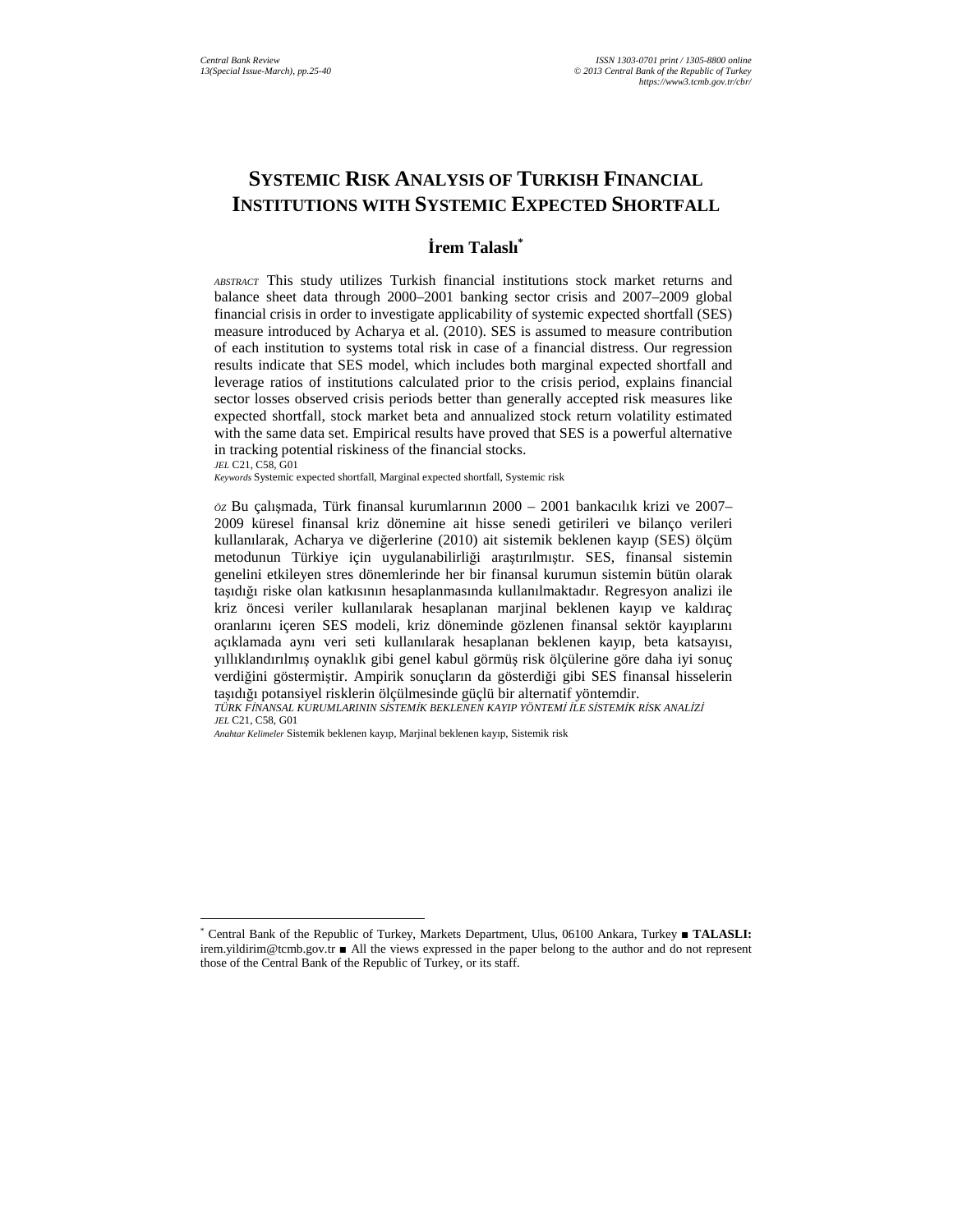# SYSTEMIC RISK ANALYSIS OF TURKISH FINANCIAL INSTITUTIONS WITH SYSTEMIC EXPECTED SHORTFALL

**İrem Talaslı***

*ABSTRACT* This study utilizes Turkish financial institutions stock market returns and balance sheet data through 2000–2001 banking sector crisis and 2007–2009 global financial crisis in order to investigate applicability of systemic expected shortfall (SES) measure introduced by Acharya et al. (2010). SES is assumed to measure contribution of each institution to systems total risk in case of a financial distress. Our regression results indicate that SES model, which includes both marginal expected shortfall and leverage ratios of institutions calculated prior to the crisis period, explains financial sector losses observed crisis periods better than generally accepted risk measures like expected shortfall, stock market beta and annualized stock return volatility estimated with the same data set. Empirical results have proved that SES is a powerful alternative in tracking potential riskiness of the financial stocks.

*JEL* C21, C58, G01

*Keywords* Systemic expected shortfall, Marginal expected shortfall, Systemic risk

*ÖZ* Bu çalışmada, Türk finansal kurumlarının 2000 – 2001 bankacılık krizi ve 2007–2009 küresel finansal kriz dönemine ait hisse senedi getirileri ve bilanço verileri kullanılarak, Acharya ve diğerlerine (2010) ait sistemik beklenen kayıp (SES) ölçüm metodunun Türkiye için uygulanabilirliği araştırılmıştır. SES, finansal sistemin genelini etkileyen stres dönemlerinde her bir finansal kurumun sistemin bütün olarak taşıdığı riske olan katkısının hesaplanmasında kullanılmaktadır. Regresyon analizi ile kriz öncesi veriler kullanılarak hesaplanan marjinal beklenen kayıp ve kaldıraç oranlarını içeren SES modeli, kriz döneminde gözlenen finansal sektör kayıplarını açıklamada aynı veri seti kullanılarak hesaplanan beklenen kayıp, beta katsayısı, yıllıklandırılmış oynaklık gibi genel kabul görmüş risk ölçülerine göre daha iyi sonuç verdiğini göstermiştir. Ampirik sonuçların da gösterdiği gibi SES finansal hisselerin taşıdığı potansiyel risklerin ölçülmesinde güçlü bir alternatif yöntemdir.

*TÜRK FİNANSAL KURUMLARININ SİSTEMİK BEKLENEN KAYIP YÖNTEMİ İLE SİSTEMİK RİSK ANALİZİ*

*JEL* C21, C58, G01

*Anahtar Kelimeler* Sistemik beklenen kayıp, Marjinal beklenen kayıp, Sistemik risk

---

* Central Bank of the Republic of Turkey, Markets Department, Ulus, 06100 Ankara, Turkey ■ **TALASLI:** irem.yildirim@tcmb.gov.tr ■ All the views expressed in the paper belong to the author and do not represent those of the Central Bank of the Republic of Turkey, or its staff.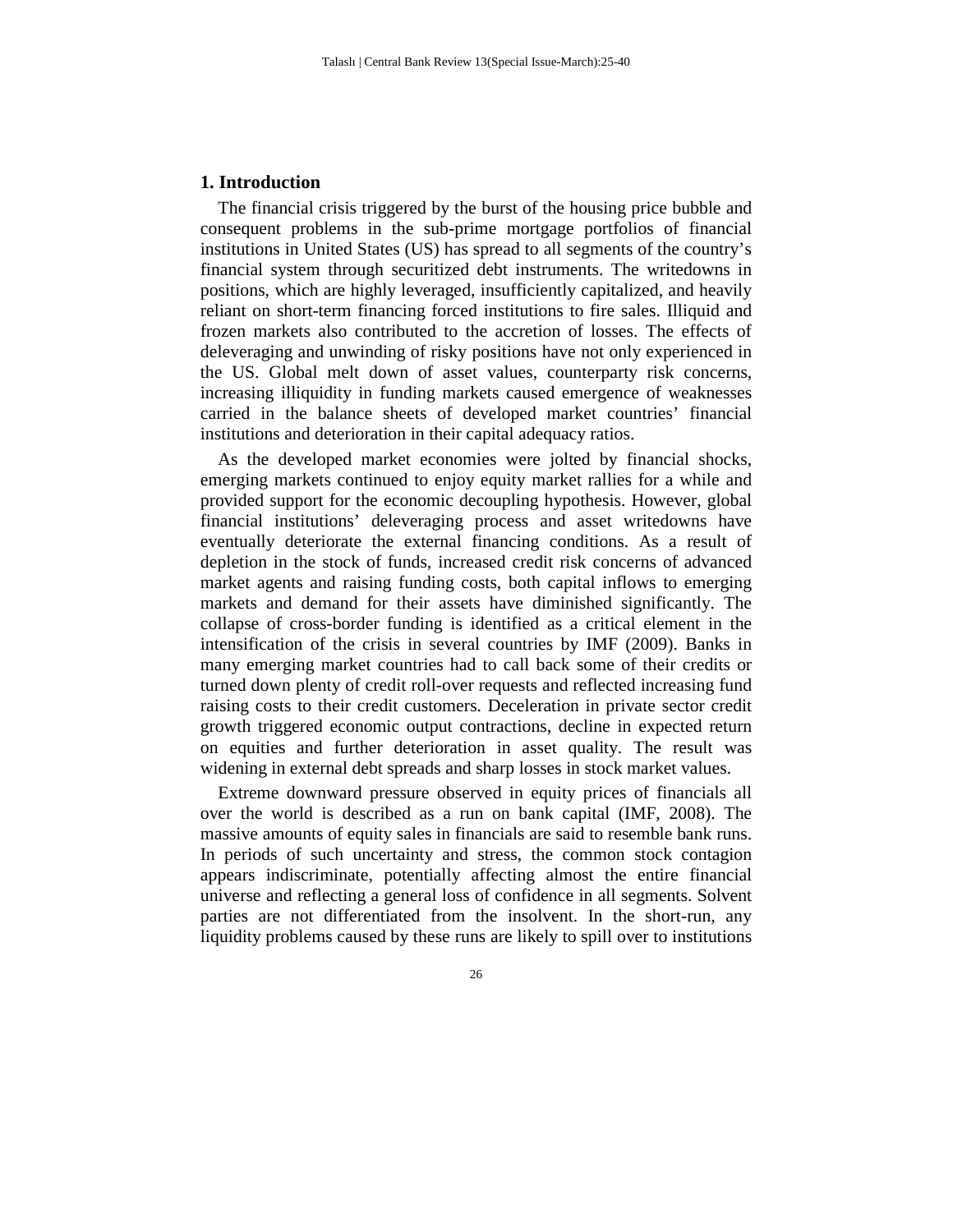## 1. Introduction

The financial crisis triggered by the burst of the housing price bubble and consequent problems in the sub-prime mortgage portfolios of financial institutions in United States (US) has spread to all segments of the country's financial system through securitized debt instruments. The writedowns in positions, which are highly leveraged, insufficiently capitalized, and heavily reliant on short-term financing forced institutions to fire sales. Illiquid and frozen markets also contributed to the accretion of losses. The effects of deleveraging and unwinding of risky positions have not only experienced in the US. Global melt down of asset values, counterparty risk concerns, increasing illiquidity in funding markets caused emergence of weaknesses carried in the balance sheets of developed market countries' financial institutions and deterioration in their capital adequacy ratios.

As the developed market economies were jolted by financial shocks, emerging markets continued to enjoy equity market rallies for a while and provided support for the economic decoupling hypothesis. However, global financial institutions' deleveraging process and asset writedowns have eventually deteriorate the external financing conditions. As a result of depletion in the stock of funds, increased credit risk concerns of advanced market agents and raising funding costs, both capital inflows to emerging markets and demand for their assets have diminished significantly. The collapse of cross-border funding is identified as a critical element in the intensification of the crisis in several countries by IMF (2009). Banks in many emerging market countries had to call back some of their credits or turned down plenty of credit roll-over requests and reflected increasing fund raising costs to their credit customers. Deceleration in private sector credit growth triggered economic output contractions, decline in expected return on equities and further deterioration in asset quality. The result was widening in external debt spreads and sharp losses in stock market values.

Extreme downward pressure observed in equity prices of financials all over the world is described as a run on bank capital (IMF, 2008). The massive amounts of equity sales in financials are said to resemble bank runs. In periods of such uncertainty and stress, the common stock contagion appears indiscriminate, potentially affecting almost the entire financial universe and reflecting a general loss of confidence in all segments. Solvent parties are not differentiated from the insolvent. In the short-run, any liquidity problems caused by these runs are likely to spill over to institutions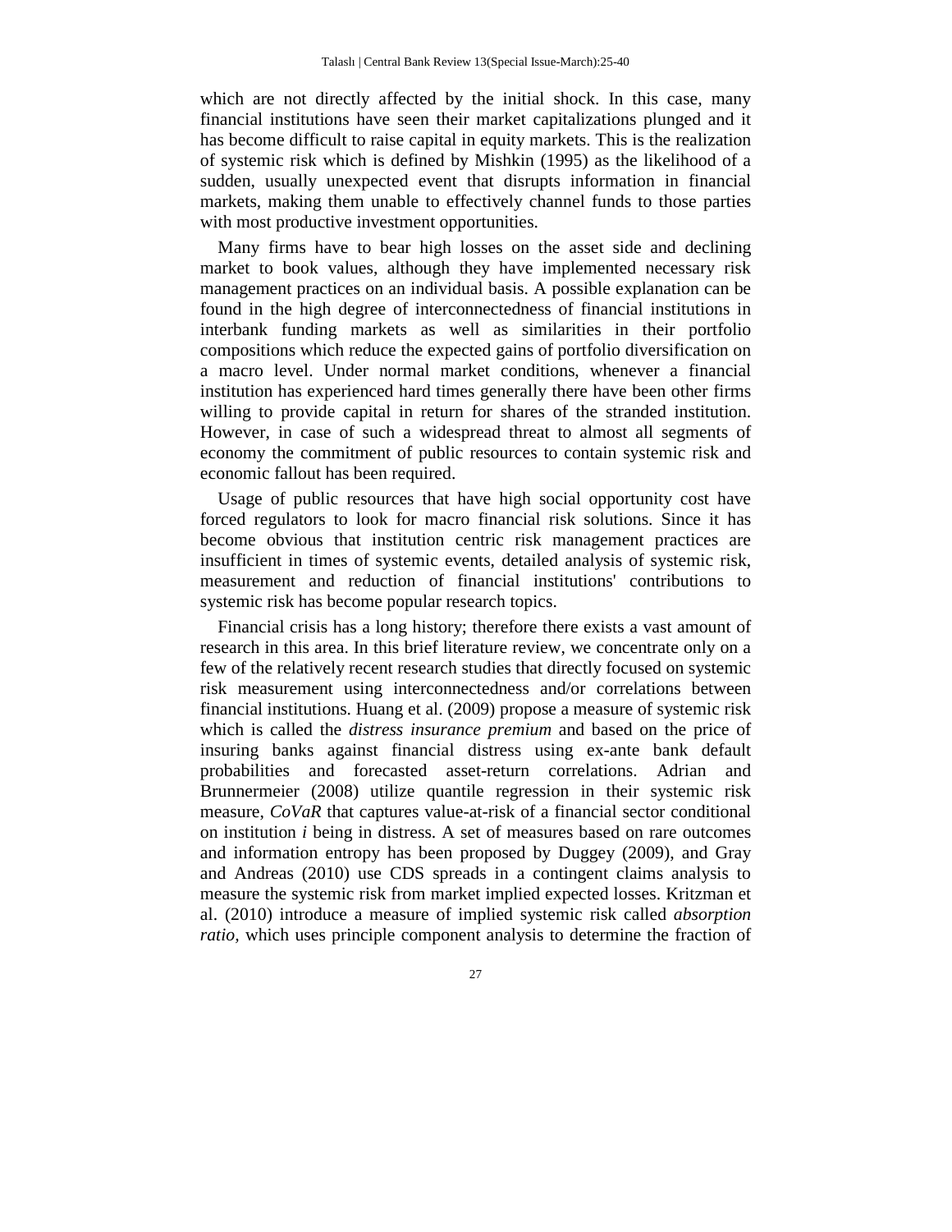which are not directly affected by the initial shock. In this case, many financial institutions have seen their market capitalizations plunged and it has become difficult to raise capital in equity markets. This is the realization of systemic risk which is defined by Mishkin (1995) as the likelihood of a sudden, usually unexpected event that disrupts information in financial markets, making them unable to effectively channel funds to those parties with most productive investment opportunities.

Many firms have to bear high losses on the asset side and declining market to book values, although they have implemented necessary risk management practices on an individual basis. A possible explanation can be found in the high degree of interconnectedness of financial institutions in interbank funding markets as well as similarities in their portfolio compositions which reduce the expected gains of portfolio diversification on a macro level. Under normal market conditions, whenever a financial institution has experienced hard times generally there have been other firms willing to provide capital in return for shares of the stranded institution. However, in case of such a widespread threat to almost all segments of economy the commitment of public resources to contain systemic risk and economic fallout has been required.

Usage of public resources that have high social opportunity cost have forced regulators to look for macro financial risk solutions. Since it has become obvious that institution centric risk management practices are insufficient in times of systemic events, detailed analysis of systemic risk, measurement and reduction of financial institutions' contributions to systemic risk has become popular research topics.

Financial crisis has a long history; therefore there exists a vast amount of research in this area. In this brief literature review, we concentrate only on a few of the relatively recent research studies that directly focused on systemic risk measurement using interconnectedness and/or correlations between financial institutions. Huang et al. (2009) propose a measure of systemic risk which is called the *distress insurance premium* and based on the price of insuring banks against financial distress using ex-ante bank default probabilities and forecasted asset-return correlations. Adrian and Brunnermeier (2008) utilize quantile regression in their systemic risk measure, *CoVaR* that captures value-at-risk of a financial sector conditional on institution *i* being in distress. A set of measures based on rare outcomes and information entropy has been proposed by Duggey (2009), and Gray and Andreas (2010) use CDS spreads in a contingent claims analysis to measure the systemic risk from market implied expected losses. Kritzman et al. (2010) introduce a measure of implied systemic risk called *absorption ratio*, which uses principle component analysis to determine the fraction of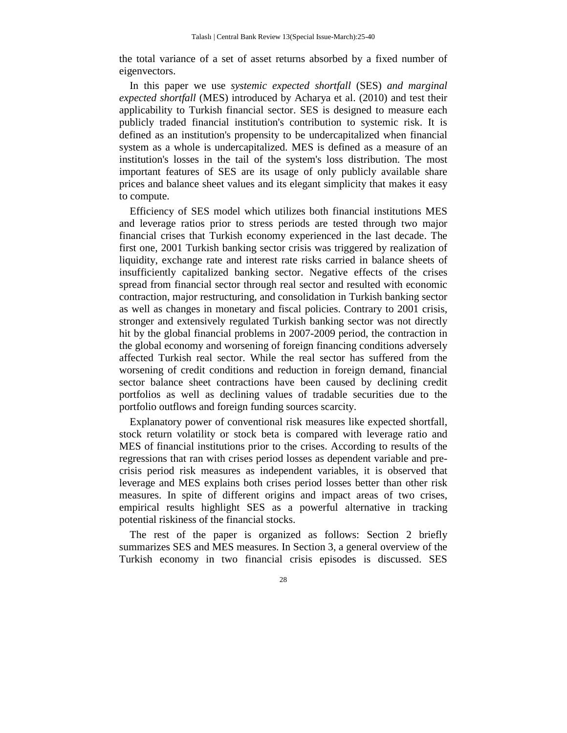the total variance of a set of asset returns absorbed by a fixed number of eigenvectors.

In this paper we use *systemic expected shortfall* (SES) *and marginal expected shortfall* (MES) introduced by Acharya et al. (2010) and test their applicability to Turkish financial sector. SES is designed to measure each publicly traded financial institution's contribution to systemic risk. It is defined as an institution's propensity to be undercapitalized when financial system as a whole is undercapitalized. MES is defined as a measure of an institution's losses in the tail of the system's loss distribution. The most important features of SES are its usage of only publicly available share prices and balance sheet values and its elegant simplicity that makes it easy to compute.

Efficiency of SES model which utilizes both financial institutions MES and leverage ratios prior to stress periods are tested through two major financial crises that Turkish economy experienced in the last decade. The first one, 2001 Turkish banking sector crisis was triggered by realization of liquidity, exchange rate and interest rate risks carried in balance sheets of insufficiently capitalized banking sector. Negative effects of the crises spread from financial sector through real sector and resulted with economic contraction, major restructuring, and consolidation in Turkish banking sector as well as changes in monetary and fiscal policies. Contrary to 2001 crisis, stronger and extensively regulated Turkish banking sector was not directly hit by the global financial problems in 2007-2009 period, the contraction in the global economy and worsening of foreign financing conditions adversely affected Turkish real sector. While the real sector has suffered from the worsening of credit conditions and reduction in foreign demand, financial sector balance sheet contractions have been caused by declining credit portfolios as well as declining values of tradable securities due to the portfolio outflows and foreign funding sources scarcity.

Explanatory power of conventional risk measures like expected shortfall, stock return volatility or stock beta is compared with leverage ratio and MES of financial institutions prior to the crises. According to results of the regressions that ran with crises period losses as dependent variable and pre-crisis period risk measures as independent variables, it is observed that leverage and MES explains both crises period losses better than other risk measures. In spite of different origins and impact areas of two crises, empirical results highlight SES as a powerful alternative in tracking potential riskiness of the financial stocks.

The rest of the paper is organized as follows: Section 2 briefly summarizes SES and MES measures. In Section 3, a general overview of the Turkish economy in two financial crisis episodes is discussed. SES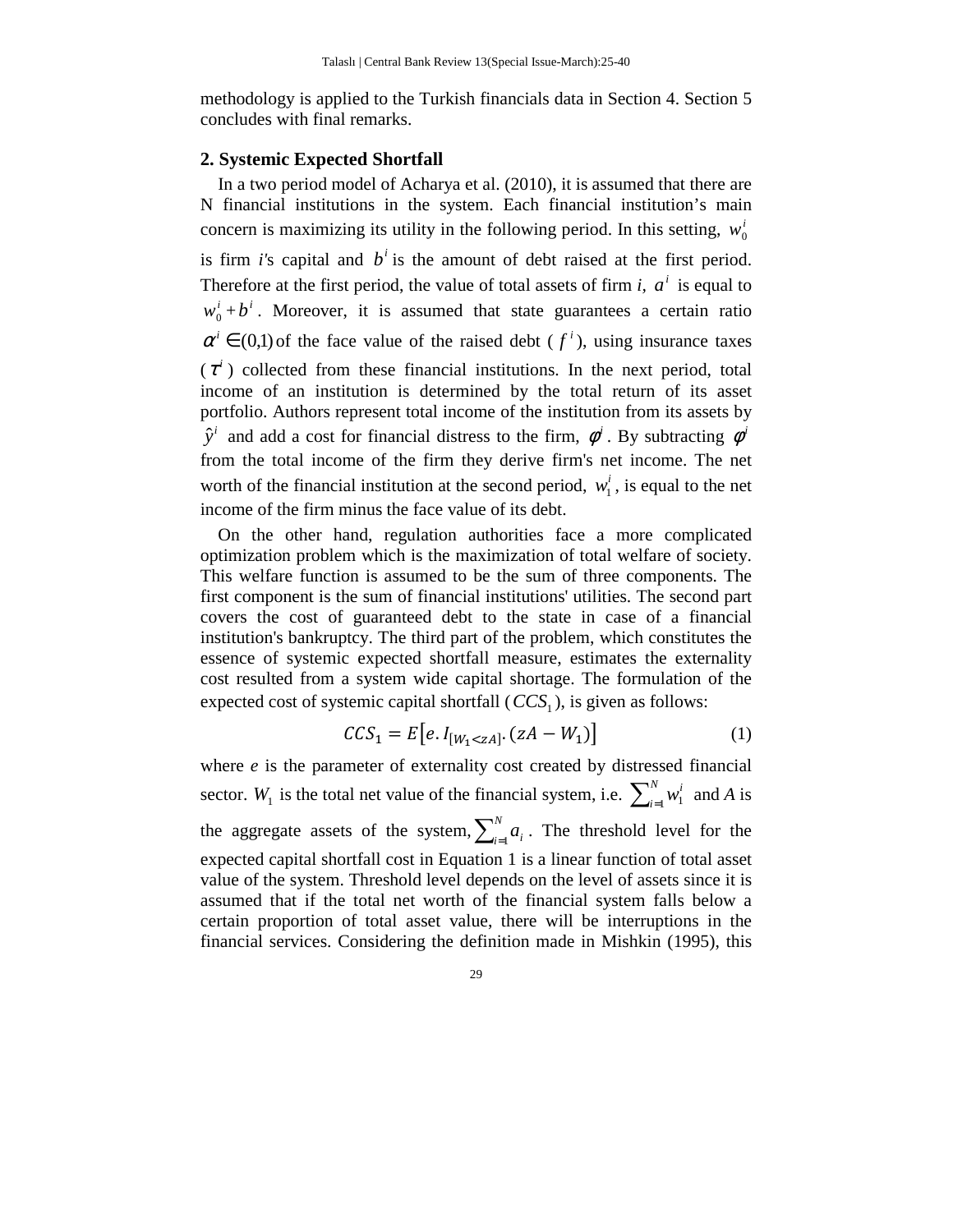methodology is applied to the Turkish financials data in Section 4. Section 5 concludes with final remarks.

## 2. Systemic Expected Shortfall

In a two period model of Acharya et al. (2010), it is assumed that there are N financial institutions in the system. Each financial institution's main concern is maximizing its utility in the following period. In this setting, $w_0^i$ is firm *i*'s capital and $b^i$ is the amount of debt raised at the first period. Therefore at the first period, the value of total assets of firm *i*, $a^i$ is equal to $w_0^i + b^i$. Moreover, it is assumed that state guarantees a certain ratio $\alpha^i \in (0,1)$ of the face value of the raised debt ($f^i$), using insurance taxes ($\tau^i$) collected from these financial institutions. In the next period, total income of an institution is determined by the total return of its asset portfolio. Authors represent total income of the institution from its assets by $\hat{y}^i$ and add a cost for financial distress to the firm, $\phi^i$. By subtracting $\phi^i$ from the total income of the firm they derive firm's net income. The net worth of the financial institution at the second period, $w_1^i$, is equal to the net income of the firm minus the face value of its debt.

On the other hand, regulation authorities face a more complicated optimization problem which is the maximization of total welfare of society. This welfare function is assumed to be the sum of three components. The first component is the sum of financial institutions' utilities. The second part covers the cost of guaranteed debt to the state in case of a financial institution's bankruptcy. The third part of the problem, which constitutes the essence of systemic expected shortfall measure, estimates the externality cost resulted from a system wide capital shortage. The formulation of the expected cost of systemic capital shortfall ($CCS_1$), is given as follows:

$$CCS_1 = E\left[e.I_{[W_1<zA]}.(zA - W_1)\right] \tag{1}$$

where *e* is the parameter of externality cost created by distressed financial sector. $W_1$ is the total net value of the financial system, i.e. $\sum_{i=1}^{N} w_1^i$ and *A* is the aggregate assets of the system, $\sum_{i=1}^{N} a_i$. The threshold level for the expected capital shortfall cost in Equation 1 is a linear function of total asset value of the system. Threshold level depends on the level of assets since it is assumed that if the total net worth of the financial system falls below a certain proportion of total asset value, there will be interruptions in the financial services. Considering the definition made in Mishkin (1995), this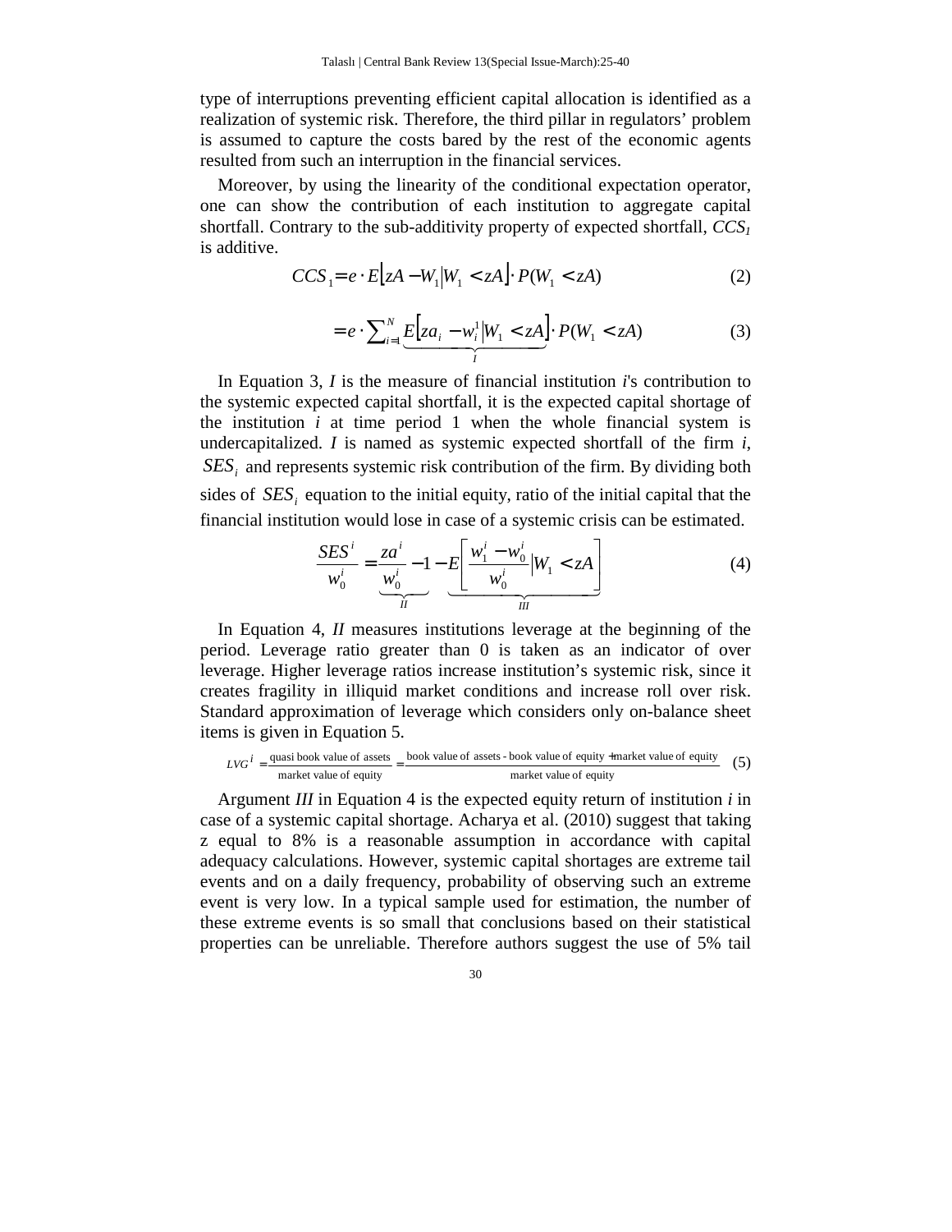type of interruptions preventing efficient capital allocation is identified as a realization of systemic risk. Therefore, the third pillar in regulators' problem is assumed to capture the costs bared by the rest of the economic agents resulted from such an interruption in the financial services.

Moreover, by using the linearity of the conditional expectation operator, one can show the contribution of each institution to aggregate capital shortfall. Contrary to the sub-additivity property of expected shortfall, $CCS_1$ is additive.

$$CCS_1 = e \cdot E\left[zA - W_1 \middle| W_1 < zA\right] \cdot P(W_1 < zA) \tag{2}$$

$$= e \cdot \sum_{i=1}^{N} \underbrace{E\left[za_i - w_i^1 \middle| W_1 < zA\right]}_{I} \cdot P(W_1 < zA) \tag{3}$$

In Equation 3, *I* is the measure of financial institution *i*'s contribution to the systemic expected capital shortfall, it is the expected capital shortage of the institution *i* at time period 1 when the whole financial system is undercapitalized. *I* is named as systemic expected shortfall of the firm *i*, $SES_i$ and represents systemic risk contribution of the firm. By dividing both sides of $SES_i$ equation to the initial equity, ratio of the initial capital that the financial institution would lose in case of a systemic crisis can be estimated.

$$\frac{SES^i}{w_0^i} = \underbrace{\frac{za^i}{w_0^i} - 1}_{II} - \underbrace{E\left[\frac{w_1^i - w_0^i}{w_0^i} \middle| W_1 < zA\right]}_{III} \tag{4}$$

In Equation 4, *II* measures institutions leverage at the beginning of the period. Leverage ratio greater than 0 is taken as an indicator of over leverage. Higher leverage ratios increase institution's systemic risk, since it creates fragility in illiquid market conditions and increase roll over risk. Standard approximation of leverage which considers only on-balance sheet items is given in Equation 5.

$$LVG^i = \frac{\text{quasi book value of assets}}{\text{market value of equity}} = \frac{\text{book value of assets - book value of equity + market value of equity}}{\text{market value of equity}} \tag{5}$$

Argument *III* in Equation 4 is the expected equity return of institution *i* in case of a systemic capital shortage. Acharya et al. (2010) suggest that taking z equal to 8% is a reasonable assumption in accordance with capital adequacy calculations. However, systemic capital shortages are extreme tail events and on a daily frequency, probability of observing such an extreme event is very low. In a typical sample used for estimation, the number of these extreme events is so small that conclusions based on their statistical properties can be unreliable. Therefore authors suggest the use of 5% tail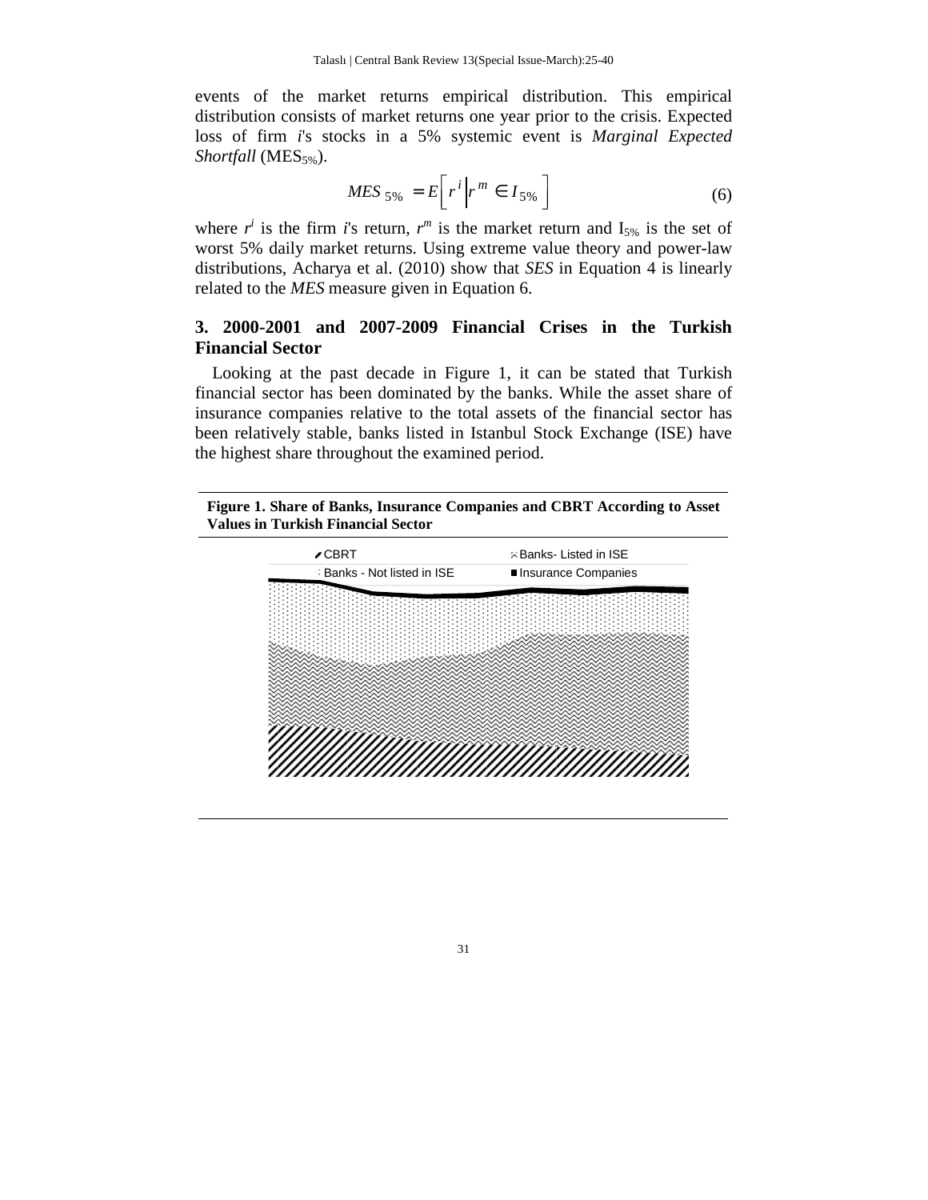events of the market returns empirical distribution. This empirical distribution consists of market returns one year prior to the crisis. Expected loss of firm *i*'s stocks in a 5% systemic event is *Marginal Expected Shortfall* ($MES_{5\%}$).

$$MES_{5\%} = E\left[ r^i \middle| r^m \in I_{5\%} \right] \tag{6}$$

where $r^i$ is the firm *i*'s return, $r^m$ is the market return and $I_{5\%}$ is the set of worst 5% daily market returns. Using extreme value theory and power-law distributions, Acharya et al. (2010) show that *SES* in Equation 4 is linearly related to the *MES* measure given in Equation 6.

## 3. 2000-2001 and 2007-2009 Financial Crises in the Turkish Financial Sector

Looking at the past decade in Figure 1, it can be stated that Turkish financial sector has been dominated by the banks. While the asset share of insurance companies relative to the total assets of the financial sector has been relatively stable, banks listed in Istanbul Stock Exchange (ISE) have the highest share throughout the examined period.

**Figure 1. Share of Banks, Insurance Companies and CBRT According to Asset Values in Turkish Financial Sector**

CBRT | Banks- Listed in ISE | Banks - Not listed in ISE | Insurance Companies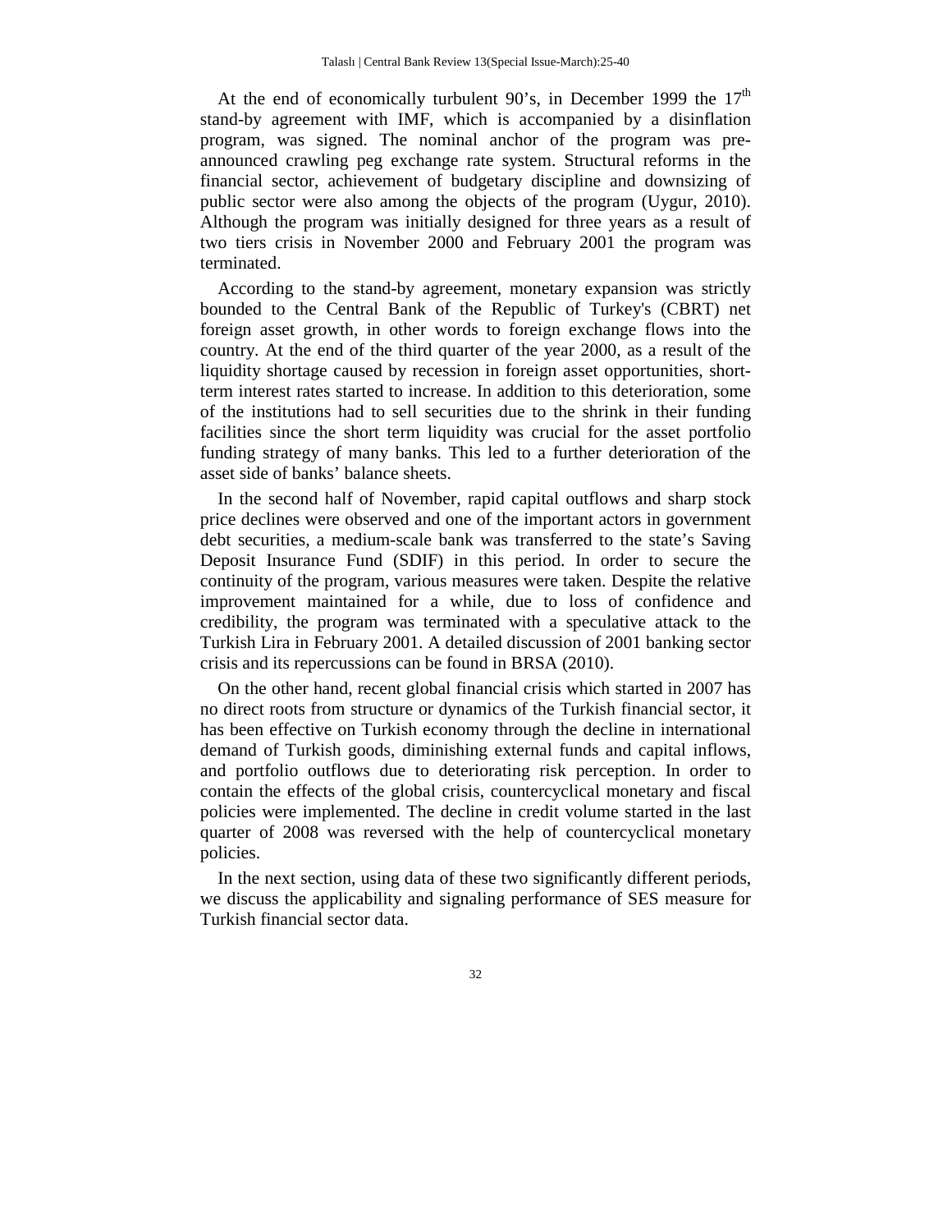At the end of economically turbulent 90's, in December 1999 the 17th stand-by agreement with IMF, which is accompanied by a disinflation program, was signed. The nominal anchor of the program was pre-announced crawling peg exchange rate system. Structural reforms in the financial sector, achievement of budgetary discipline and downsizing of public sector were also among the objects of the program (Uygur, 2010). Although the program was initially designed for three years as a result of two tiers crisis in November 2000 and February 2001 the program was terminated.

According to the stand-by agreement, monetary expansion was strictly bounded to the Central Bank of the Republic of Turkey's (CBRT) net foreign asset growth, in other words to foreign exchange flows into the country. At the end of the third quarter of the year 2000, as a result of the liquidity shortage caused by recession in foreign asset opportunities, short-term interest rates started to increase. In addition to this deterioration, some of the institutions had to sell securities due to the shrink in their funding facilities since the short term liquidity was crucial for the asset portfolio funding strategy of many banks. This led to a further deterioration of the asset side of banks' balance sheets.

In the second half of November, rapid capital outflows and sharp stock price declines were observed and one of the important actors in government debt securities, a medium-scale bank was transferred to the state's Saving Deposit Insurance Fund (SDIF) in this period. In order to secure the continuity of the program, various measures were taken. Despite the relative improvement maintained for a while, due to loss of confidence and credibility, the program was terminated with a speculative attack to the Turkish Lira in February 2001. A detailed discussion of 2001 banking sector crisis and its repercussions can be found in BRSA (2010).

On the other hand, recent global financial crisis which started in 2007 has no direct roots from structure or dynamics of the Turkish financial sector, it has been effective on Turkish economy through the decline in international demand of Turkish goods, diminishing external funds and capital inflows, and portfolio outflows due to deteriorating risk perception. In order to contain the effects of the global crisis, countercyclical monetary and fiscal policies were implemented. The decline in credit volume started in the last quarter of 2008 was reversed with the help of countercyclical monetary policies.

In the next section, using data of these two significantly different periods, we discuss the applicability and signaling performance of SES measure for Turkish financial sector data.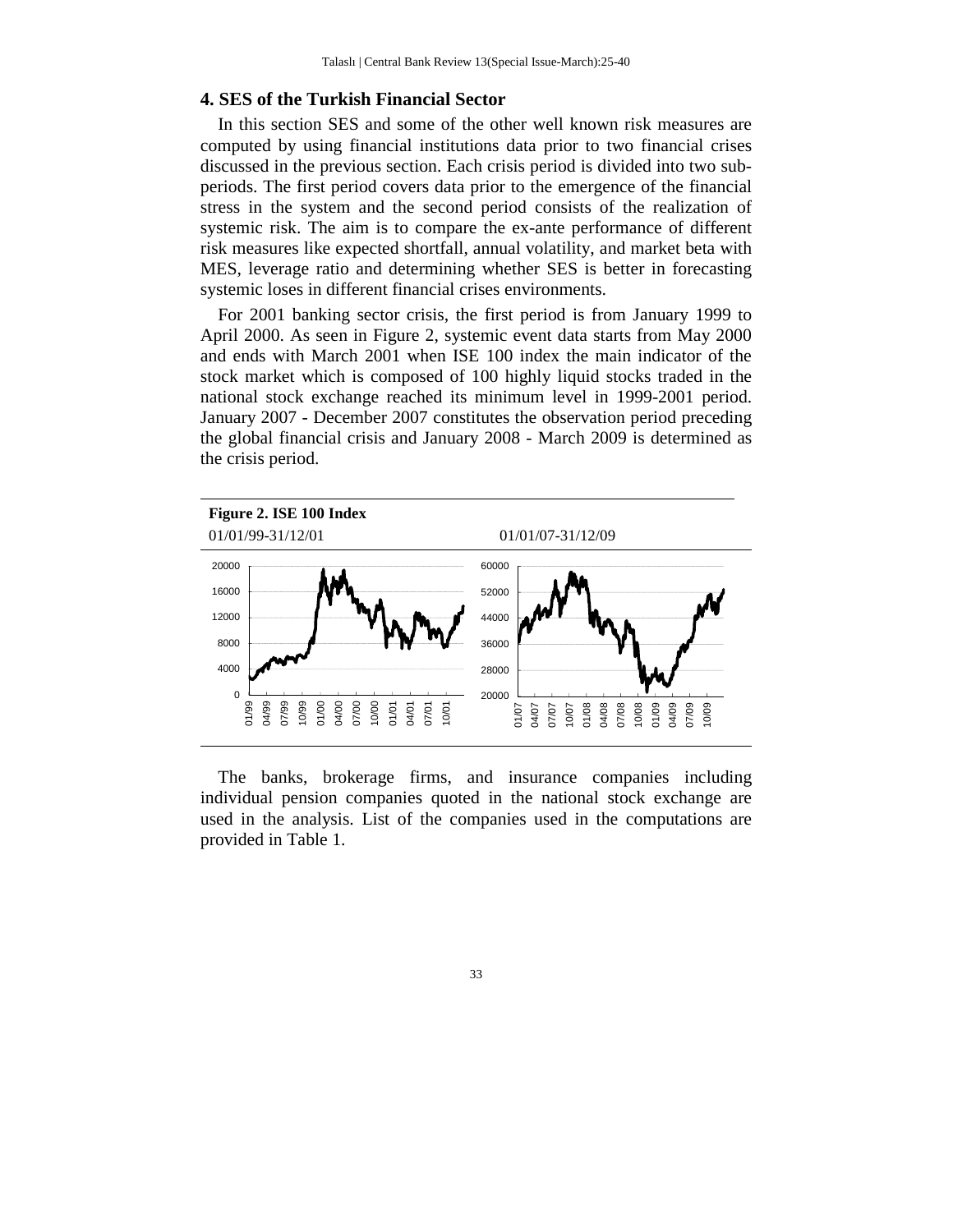## 4. SES of the Turkish Financial Sector

In this section SES and some of the other well known risk measures are computed by using financial institutions data prior to two financial crises discussed in the previous section. Each crisis period is divided into two sub-periods. The first period covers data prior to the emergence of the financial stress in the system and the second period consists of the realization of systemic risk. The aim is to compare the ex-ante performance of different risk measures like expected shortfall, annual volatility, and market beta with MES, leverage ratio and determining whether SES is better in forecasting systemic loses in different financial crises environments.

For 2001 banking sector crisis, the first period is from January 1999 to April 2000. As seen in Figure 2, systemic event data starts from May 2000 and ends with March 2001 when ISE 100 index the main indicator of the stock market which is composed of 100 highly liquid stocks traded in the national stock exchange reached its minimum level in 1999-2001 period. January 2007 - December 2007 constitutes the observation period preceding the global financial crisis and January 2008 - March 2009 is determined as the crisis period.

**Figure 2. ISE 100 Index**

01/01/99-31/12/01 | 01/01/07-31/12/09

The banks, brokerage firms, and insurance companies including individual pension companies quoted in the national stock exchange are used in the analysis. List of the companies used in the computations are provided in Table 1.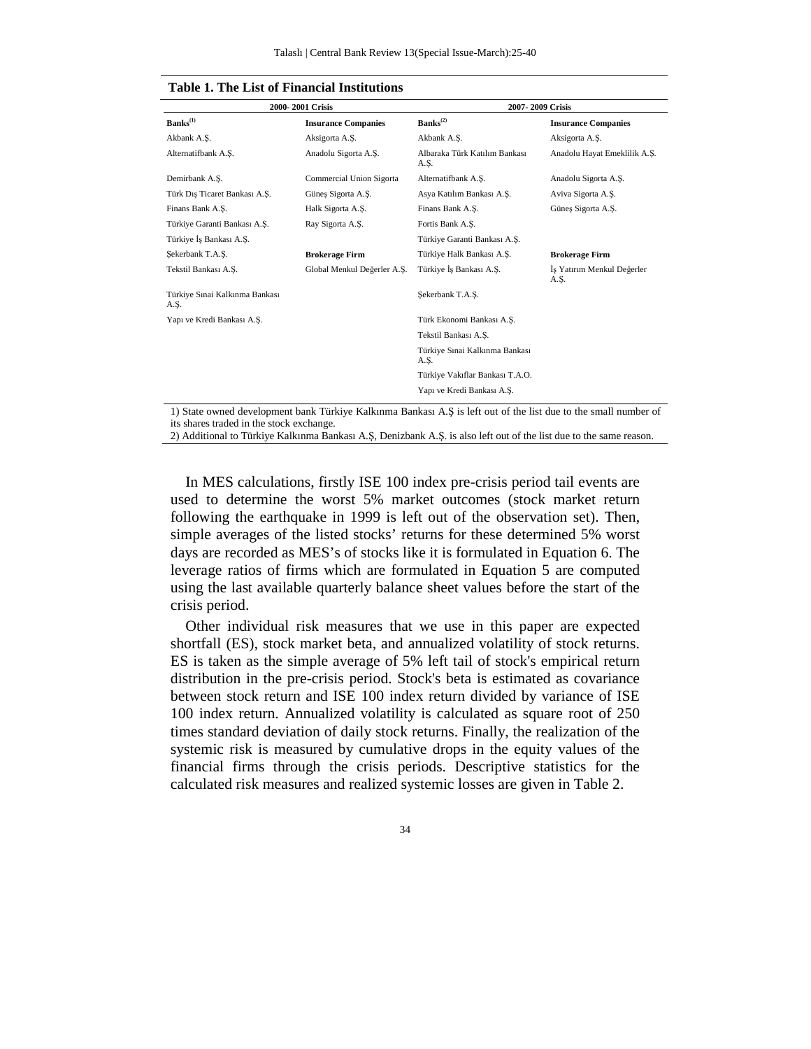**Table 1. The List of Financial Institutions**

| 2000- 2001 Crisis | | 2007- 2009 Crisis | |
|---|---|---|---|
| **Banks[1]** | **Insurance Companies** | **Banks[2]** | **Insurance Companies** |
| Akbank A.Ş. | Aksigorta A.Ş. | Akbank A.Ş. | Aksigorta A.Ş. |
| Alternatifbank A.Ş. | Anadolu Sigorta A.Ş. | Albaraka Türk Katılım Bankası A.Ş. | Anadolu Hayat Emeklilik A.Ş. |
| Demirbank A.Ş. | Commercial Union Sigorta | Alternatifbank A.Ş. | Anadolu Sigorta A.Ş. |
| Türk Dış Ticaret Bankası A.Ş. | Güneş Sigorta A.Ş. | Asya Katılım Bankası A.Ş. | Aviva Sigorta A.Ş. |
| Finans Bank A.Ş. | Halk Sigorta A.Ş. | Finans Bank A.Ş. | Güneş Sigorta A.Ş. |
| Türkiye Garanti Bankası A.Ş. | Ray Sigorta A.Ş. | Fortis Bank A.Ş. | |
| Türkiye İş Bankası A.Ş. | | Türkiye Garanti Bankası A.Ş. | |
| Şekerbank T.A.Ş. | **Brokerage Firm** | Türkiye Halk Bankası A.Ş. | **Brokerage Firm** |
| Tekstil Bankası A.Ş. | Global Menkul Değerler A.Ş. | Türkiye İş Bankası A.Ş. | İş Yatırım Menkul Değerler A.Ş. |
| Türkiye Sınai Kalkınma Bankası A.Ş. | | Şekerbank T.A.Ş. | |
| Yapı ve Kredi Bankası A.Ş. | | Türk Ekonomi Bankası A.Ş. | |
| | | Tekstil Bankası A.Ş. | |
| | | Türkiye Sınai Kalkınma Bankası A.Ş. | |
| | | Türkiye Vakıflar Bankası T.A.O. | |
| | | Yapı ve Kredi Bankası A.Ş. | |

1) State owned development bank Türkiye Kalkınma Bankası A.Ş is left out of the list due to the small number of its shares traded in the stock exchange.
2) Additional to Türkiye Kalkınma Bankası A.Ş, Denizbank A.Ş. is also left out of the list due to the same reason.

In MES calculations, firstly ISE 100 index pre-crisis period tail events are used to determine the worst 5% market outcomes (stock market return following the earthquake in 1999 is left out of the observation set). Then, simple averages of the listed stocks' returns for these determined 5% worst days are recorded as MES's of stocks like it is formulated in Equation 6. The leverage ratios of firms which are formulated in Equation 5 are computed using the last available quarterly balance sheet values before the start of the crisis period.

Other individual risk measures that we use in this paper are expected shortfall (ES), stock market beta, and annualized volatility of stock returns. ES is taken as the simple average of 5% left tail of stock's empirical return distribution in the pre-crisis period. Stock's beta is estimated as covariance between stock return and ISE 100 index return divided by variance of ISE 100 index return. Annualized volatility is calculated as square root of 250 times standard deviation of daily stock returns. Finally, the realization of the systemic risk is measured by cumulative drops in the equity values of the financial firms through the crisis periods. Descriptive statistics for the calculated risk measures and realized systemic losses are given in Table 2.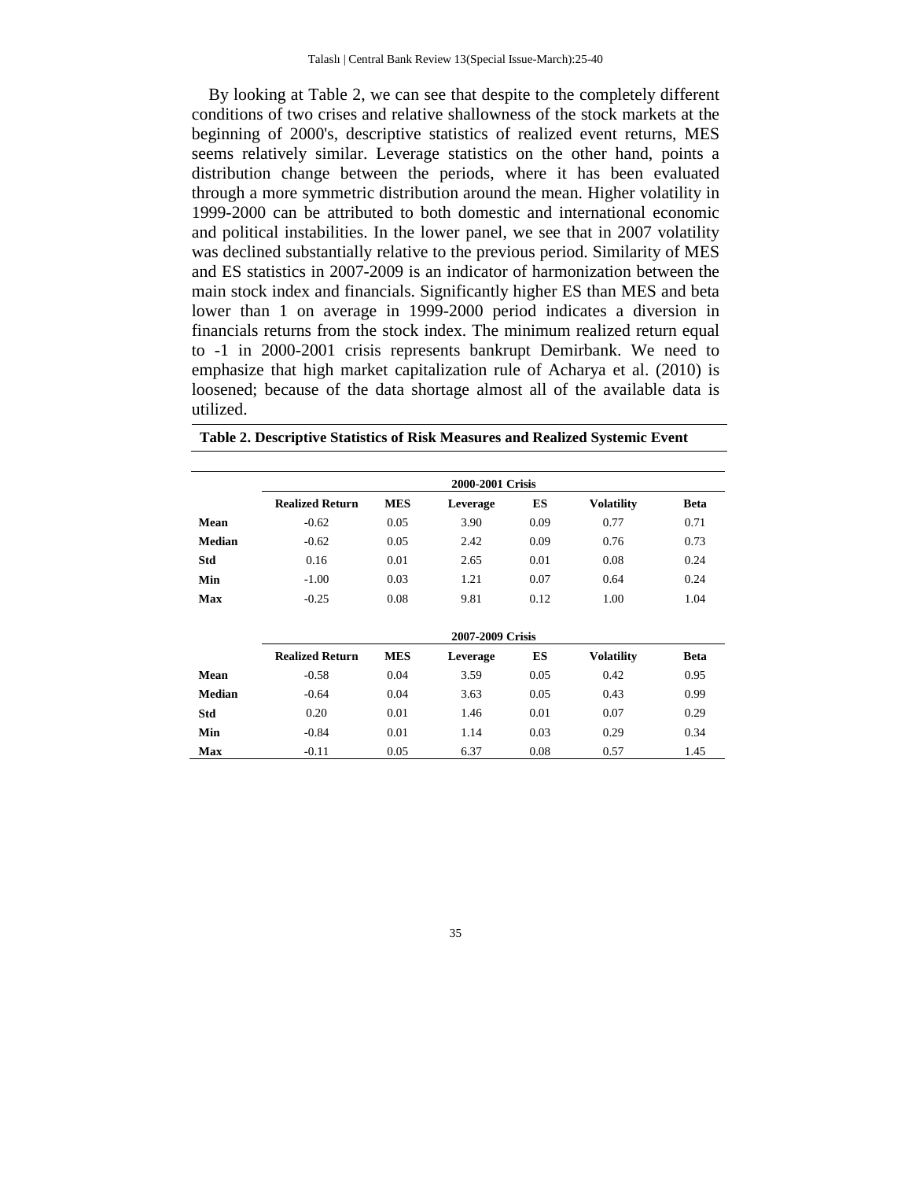By looking at Table 2, we can see that despite to the completely different conditions of two crises and relative shallowness of the stock markets at the beginning of 2000's, descriptive statistics of realized event returns, MES seems relatively similar. Leverage statistics on the other hand, points a distribution change between the periods, where it has been evaluated through a more symmetric distribution around the mean. Higher volatility in 1999-2000 can be attributed to both domestic and international economic and political instabilities. In the lower panel, we see that in 2007 volatility was declined substantially relative to the previous period. Similarity of MES and ES statistics in 2007-2009 is an indicator of harmonization between the main stock index and financials. Significantly higher ES than MES and beta lower than 1 on average in 1999-2000 period indicates a diversion in financials returns from the stock index. The minimum realized return equal to -1 in 2000-2001 crisis represents bankrupt Demirbank. We need to emphasize that high market capitalization rule of Acharya et al. (2010) is loosened; because of the data shortage almost all of the available data is utilized.

**Table 2. Descriptive Statistics of Risk Measures and Realized Systemic Event**

| | 2000-2001 Crisis | | | | | |
|---|---|---|---|---|---|---|
| | **Realized Return** | **MES** | **Leverage** | **ES** | **Volatility** | **Beta** |
| **Mean** | -0.62 | 0.05 | 3.90 | 0.09 | 0.77 | 0.71 |
| **Median** | -0.62 | 0.05 | 2.42 | 0.09 | 0.76 | 0.73 |
| **Std** | 0.16 | 0.01 | 2.65 | 0.01 | 0.08 | 0.24 |
| **Min** | -1.00 | 0.03 | 1.21 | 0.07 | 0.64 | 0.24 |
| **Max** | -0.25 | 0.08 | 9.81 | 0.12 | 1.00 | 1.04 |
| | **2007-2009 Crisis** | | | | | |
| | **Realized Return** | **MES** | **Leverage** | **ES** | **Volatility** | **Beta** |
| **Mean** | -0.58 | 0.04 | 3.59 | 0.05 | 0.42 | 0.95 |
| **Median** | -0.64 | 0.04 | 3.63 | 0.05 | 0.43 | 0.99 |
| **Std** | 0.20 | 0.01 | 1.46 | 0.01 | 0.07 | 0.29 |
| **Min** | -0.84 | 0.01 | 1.14 | 0.03 | 0.29 | 0.34 |
| **Max** | -0.11 | 0.05 | 6.37 | 0.08 | 0.57 | 1.45 |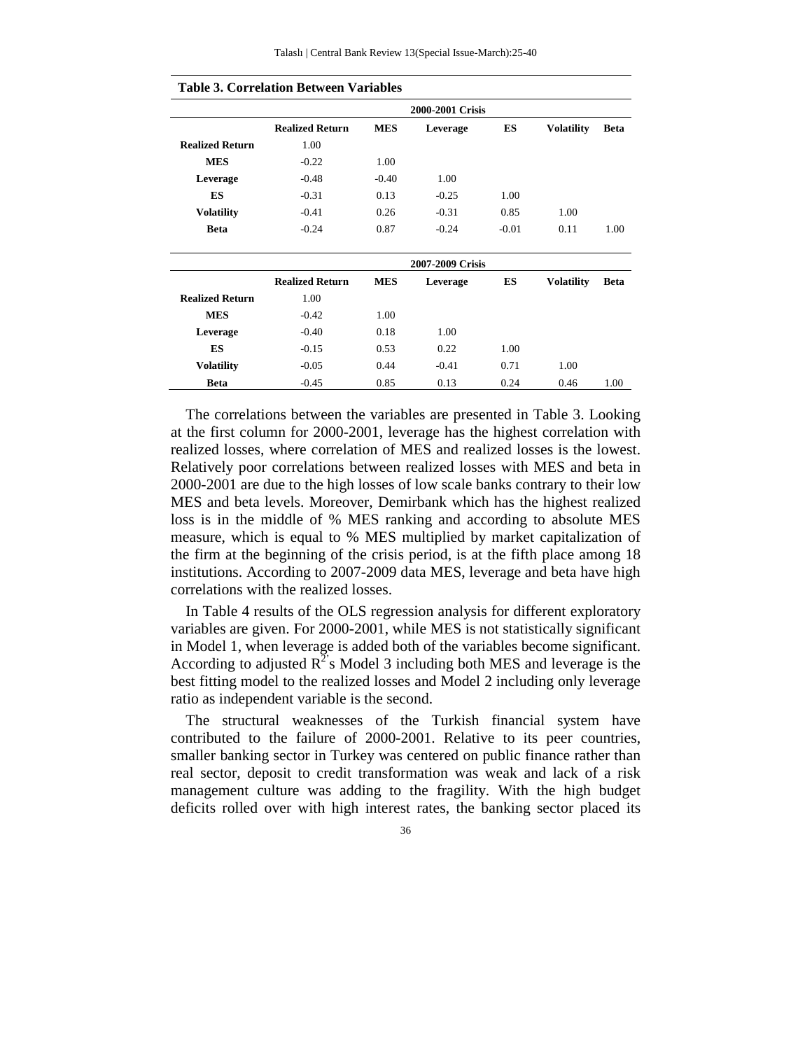**Table 3. Correlation Between Variables**

| | 2000-2001 Crisis | | | | | |
|---|---|---|---|---|---|---|
| | **Realized Return** | **MES** | **Leverage** | **ES** | **Volatility** | **Beta** |
| **Realized Return** | 1.00 | | | | | |
| **MES** | -0.22 | 1.00 | | | | |
| **Leverage** | -0.48 | -0.40 | 1.00 | | | |
| **ES** | -0.31 | 0.13 | -0.25 | 1.00 | | |
| **Volatility** | -0.41 | 0.26 | -0.31 | 0.85 | 1.00 | |
| **Beta** | -0.24 | 0.87 | -0.24 | -0.01 | 0.11 | 1.00 |
| | **2007-2009 Crisis** | | | | | |
| | **Realized Return** | **MES** | **Leverage** | **ES** | **Volatility** | **Beta** |
| **Realized Return** | 1.00 | | | | | |
| **MES** | -0.42 | 1.00 | | | | |
| **Leverage** | -0.40 | 0.18 | 1.00 | | | |
| **ES** | -0.15 | 0.53 | 0.22 | 1.00 | | |
| **Volatility** | -0.05 | 0.44 | -0.41 | 0.71 | 1.00 | |
| **Beta** | -0.45 | 0.85 | 0.13 | 0.24 | 0.46 | 1.00 |

The correlations between the variables are presented in Table 3. Looking at the first column for 2000-2001, leverage has the highest correlation with realized losses, where correlation of MES and realized losses is the lowest. Relatively poor correlations between realized losses with MES and beta in 2000-2001 are due to the high losses of low scale banks contrary to their low MES and beta levels. Moreover, Demirbank which has the highest realized loss is in the middle of % MES ranking and according to absolute MES measure, which is equal to % MES multiplied by market capitalization of the firm at the beginning of the crisis period, is at the fifth place among 18 institutions. According to 2007-2009 data MES, leverage and beta have high correlations with the realized losses.

In Table 4 results of the OLS regression analysis for different exploratory variables are given. For 2000-2001, while MES is not statistically significant in Model 1, when leverage is added both of the variables become significant. According to adjusted $R^2$'s Model 3 including both MES and leverage is the best fitting model to the realized losses and Model 2 including only leverage ratio as independent variable is the second.

The structural weaknesses of the Turkish financial system have contributed to the failure of 2000-2001. Relative to its peer countries, smaller banking sector in Turkey was centered on public finance rather than real sector, deposit to credit transformation was weak and lack of a risk management culture was adding to the fragility. With the high budget deficits rolled over with high interest rates, the banking sector placed its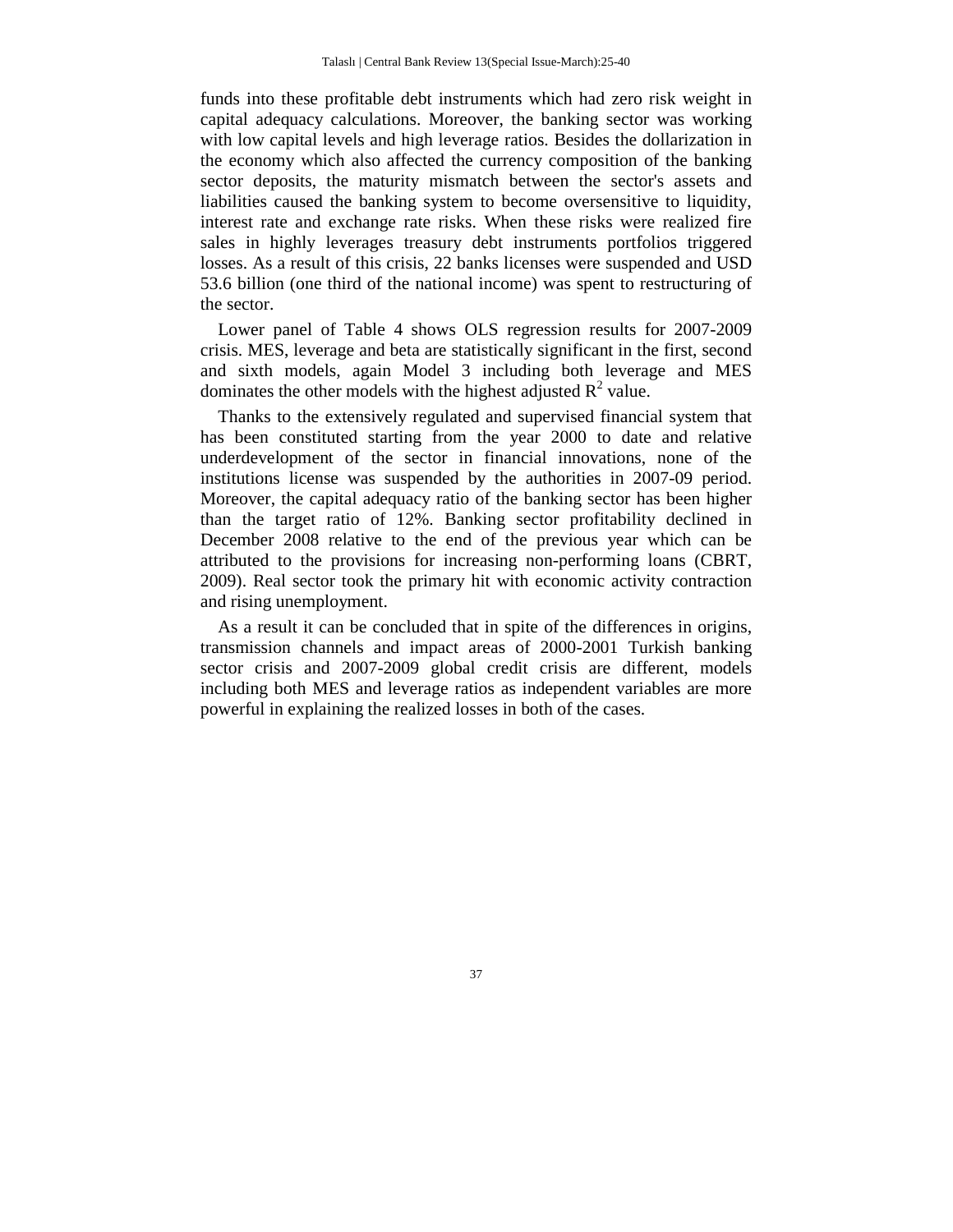funds into these profitable debt instruments which had zero risk weight in capital adequacy calculations. Moreover, the banking sector was working with low capital levels and high leverage ratios. Besides the dollarization in the economy which also affected the currency composition of the banking sector deposits, the maturity mismatch between the sector's assets and liabilities caused the banking system to become oversensitive to liquidity, interest rate and exchange rate risks. When these risks were realized fire sales in highly leverages treasury debt instruments portfolios triggered losses. As a result of this crisis, 22 banks licenses were suspended and USD 53.6 billion (one third of the national income) was spent to restructuring of the sector.

Lower panel of Table 4 shows OLS regression results for 2007-2009 crisis. MES, leverage and beta are statistically significant in the first, second and sixth models, again Model 3 including both leverage and MES dominates the other models with the highest adjusted $R^2$ value.

Thanks to the extensively regulated and supervised financial system that has been constituted starting from the year 2000 to date and relative underdevelopment of the sector in financial innovations, none of the institutions license was suspended by the authorities in 2007-09 period. Moreover, the capital adequacy ratio of the banking sector has been higher than the target ratio of 12%. Banking sector profitability declined in December 2008 relative to the end of the previous year which can be attributed to the provisions for increasing non-performing loans (CBRT, 2009). Real sector took the primary hit with economic activity contraction and rising unemployment.

As a result it can be concluded that in spite of the differences in origins, transmission channels and impact areas of 2000-2001 Turkish banking sector crisis and 2007-2009 global credit crisis are different, models including both MES and leverage ratios as independent variables are more powerful in explaining the realized losses in both of the cases.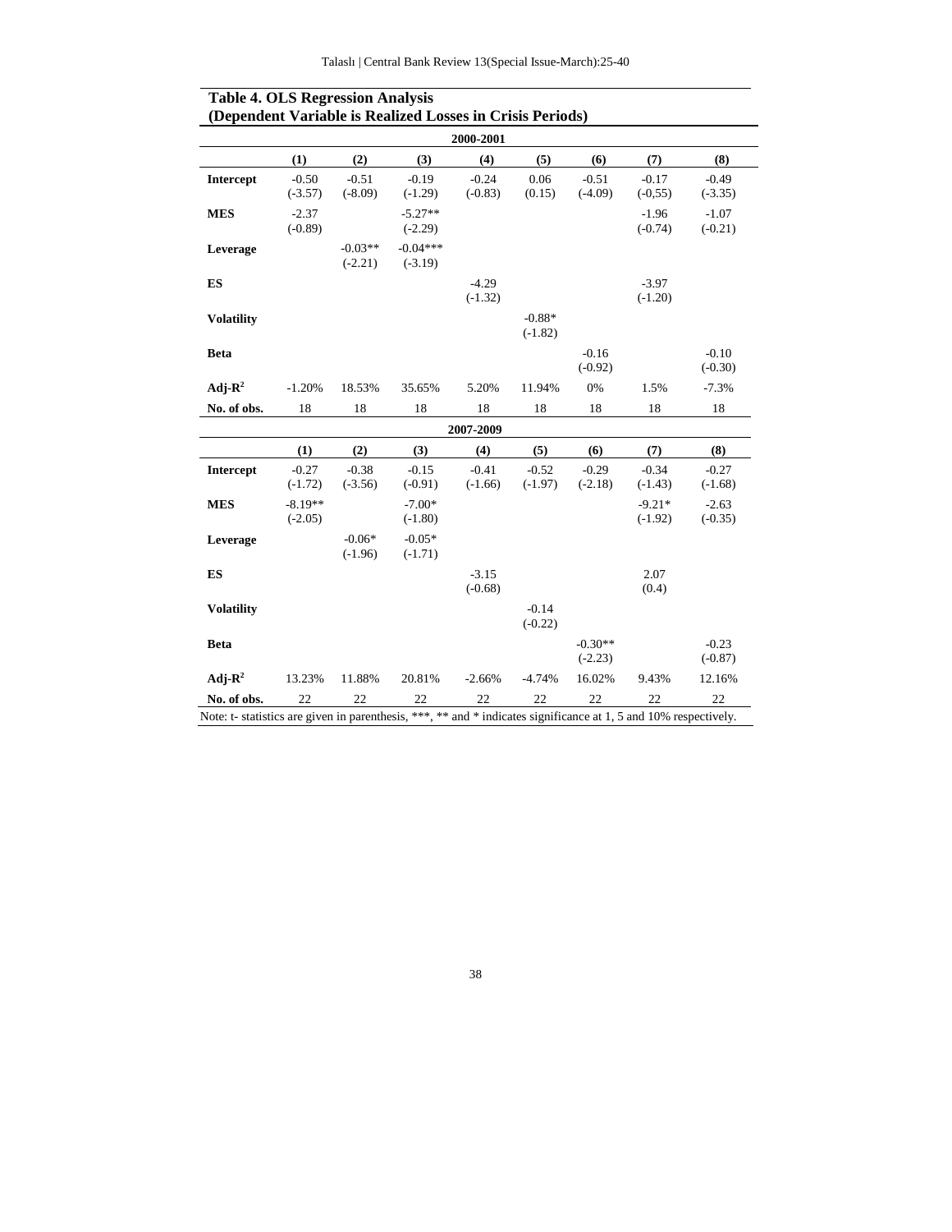**Table 4. OLS Regression Analysis (Dependent Variable is Realized Losses in Crisis Periods)**

| | | | | 2000-2001 | | | | |
|---|---|---|---|---|---|---|---|---|
| | (1) | (2) | (3) | (4) | (5) | (6) | (7) | (8) |
| **Intercept** | -0.50 (-3.57) | -0.51 (-8.09) | -0.19 (-1.29) | -0.24 (-0.83) | 0.06 (0.15) | -0.51 (-4.09) | -0.17 (-0,55) | -0.49 (-3.35) |
| **MES** | -2.37 (-0.89) | | -5.27** (-2.29) | | | | -1.96 (-0.74) | -1.07 (-0.21) |
| **Leverage** | | -0.03** (-2.21) | -0.04*** (-3.19) | | | | | |
| **ES** | | | | -4.29 (-1.32) | | | -3.97 (-1.20) | |
| **Volatility** | | | | | -0.88* (-1.82) | | | |
| **Beta** | | | | | | -0.16 (-0.92) | | -0.10 (-0.30) |
| **Adj-$R^2$** | -1.20% | 18.53% | 35.65% | 5.20% | 11.94% | 0% | 1.5% | -7.3% |
| **No. of obs.** | 18 | 18 | 18 | 18 | 18 | 18 | 18 | 18 |
| | | | | **2007-2009** | | | | |
| | (1) | (2) | (3) | (4) | (5) | (6) | (7) | (8) |
| **Intercept** | -0.27 (-1.72) | -0.38 (-3.56) | -0.15 (-0.91) | -0.41 (-1.66) | -0.52 (-1.97) | -0.29 (-2.18) | -0.34 (-1.43) | -0.27 (-1.68) |
| **MES** | -8.19** (-2.05) | | -7.00* (-1.80) | | | | -9.21* (-1.92) | -2.63 (-0.35) |
| **Leverage** | | -0.06* (-1.96) | -0.05* (-1.71) | | | | | |
| **ES** | | | | -3.15 (-0.68) | | | 2.07 (0.4) | |
| **Volatility** | | | | | -0.14 (-0.22) | | | |
| **Beta** | | | | | | -0.30** (-2.23) | | -0.23 (-0.87) |
| **Adj-$R^2$** | 13.23% | 11.88% | 20.81% | -2.66% | -4.74% | 16.02% | 9.43% | 12.16% |
| **No. of obs.** | 22 | 22 | 22 | 22 | 22 | 22 | 22 | 22 |

Note: t- statistics are given in parenthesis, ***, ** and * indicates significance at 1, 5 and 10% respectively.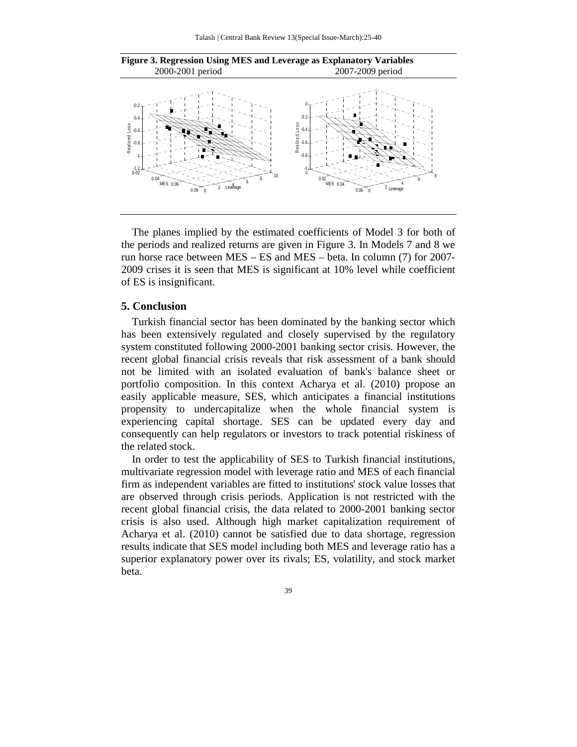**Figure 3. Regression Using MES and Leverage as Explanatory Variables**

2000-2001 period 2007-2009 period

The planes implied by the estimated coefficients of Model 3 for both of the periods and realized returns are given in Figure 3. In Models 7 and 8 we run horse race between MES – ES and MES – beta. In column (7) for 2007-2009 crises it is seen that MES is significant at 10% level while coefficient of ES is insignificant.

## 5. Conclusion

Turkish financial sector has been dominated by the banking sector which has been extensively regulated and closely supervised by the regulatory system constituted following 2000-2001 banking sector crisis. However, the recent global financial crisis reveals that risk assessment of a bank should not be limited with an isolated evaluation of bank's balance sheet or portfolio composition. In this context Acharya et al. (2010) propose an easily applicable measure, SES, which anticipates a financial institutions propensity to undercapitalize when the whole financial system is experiencing capital shortage. SES can be updated every day and consequently can help regulators or investors to track potential riskiness of the related stock.

In order to test the applicability of SES to Turkish financial institutions, multivariate regression model with leverage ratio and MES of each financial firm as independent variables are fitted to institutions' stock value losses that are observed through crisis periods. Application is not restricted with the recent global financial crisis, the data related to 2000-2001 banking sector crisis is also used. Although high market capitalization requirement of Acharya et al. (2010) cannot be satisfied due to data shortage, regression results indicate that SES model including both MES and leverage ratio has a superior explanatory power over its rivals; ES, volatility, and stock market beta.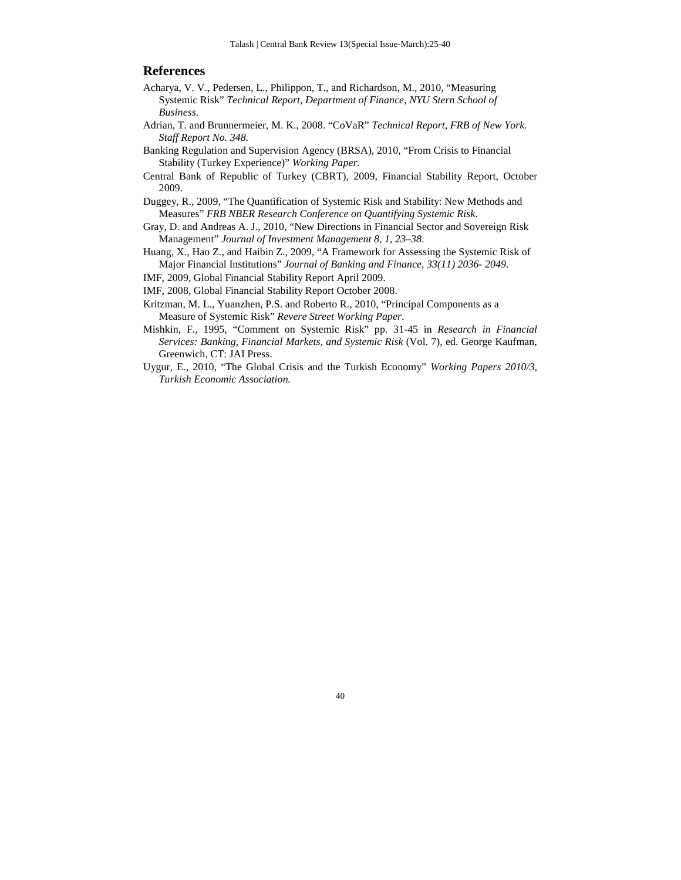## References

Acharya, V. V., Pedersen, L., Philippon, T., and Richardson, M., 2010, “Measuring Systemic Risk” *Technical Report, Department of Finance, NYU Stern School of Business*.

Adrian, T. and Brunnermeier, M. K., 2008. “CoVaR” *Technical Report, FRB of New York. Staff Report No. 348.*

Banking Regulation and Supervision Agency (BRSA), 2010, “From Crisis to Financial Stability (Turkey Experience)” *Working Paper.*

Central Bank of Republic of Turkey (CBRT), 2009, Financial Stability Report, October 2009.

Duggey, R., 2009, “The Quantification of Systemic Risk and Stability: New Methods and Measures” *FRB NBER Research Conference on Quantifying Systemic Risk*.

Gray, D. and Andreas A. J., 2010, “New Directions in Financial Sector and Sovereign Risk Management” *Journal of Investment Management 8, 1, 23–38*.

Huang, X., Hao Z., and Haibin Z., 2009, “A Framework for Assessing the Systemic Risk of Major Financial Institutions” *Journal of Banking and Finance, 33(11) 2036- 2049*.

IMF, 2009, Global Financial Stability Report April 2009.

IMF, 2008, Global Financial Stability Report October 2008.

Kritzman, M. L., Yuanzhen, P.S. and Roberto R., 2010, “Principal Components as a Measure of Systemic Risk” *Revere Street Working Paper*.

Mishkin, F., 1995, “Comment on Systemic Risk” pp. 31-45 in *Research in Financial Services: Banking, Financial Markets, and Systemic Risk* (Vol. 7), ed. George Kaufman, Greenwich, CT: JAI Press.

Uygur, E., 2010, “The Global Crisis and the Turkish Economy” *Working Papers 2010/3, Turkish Economic Association.*